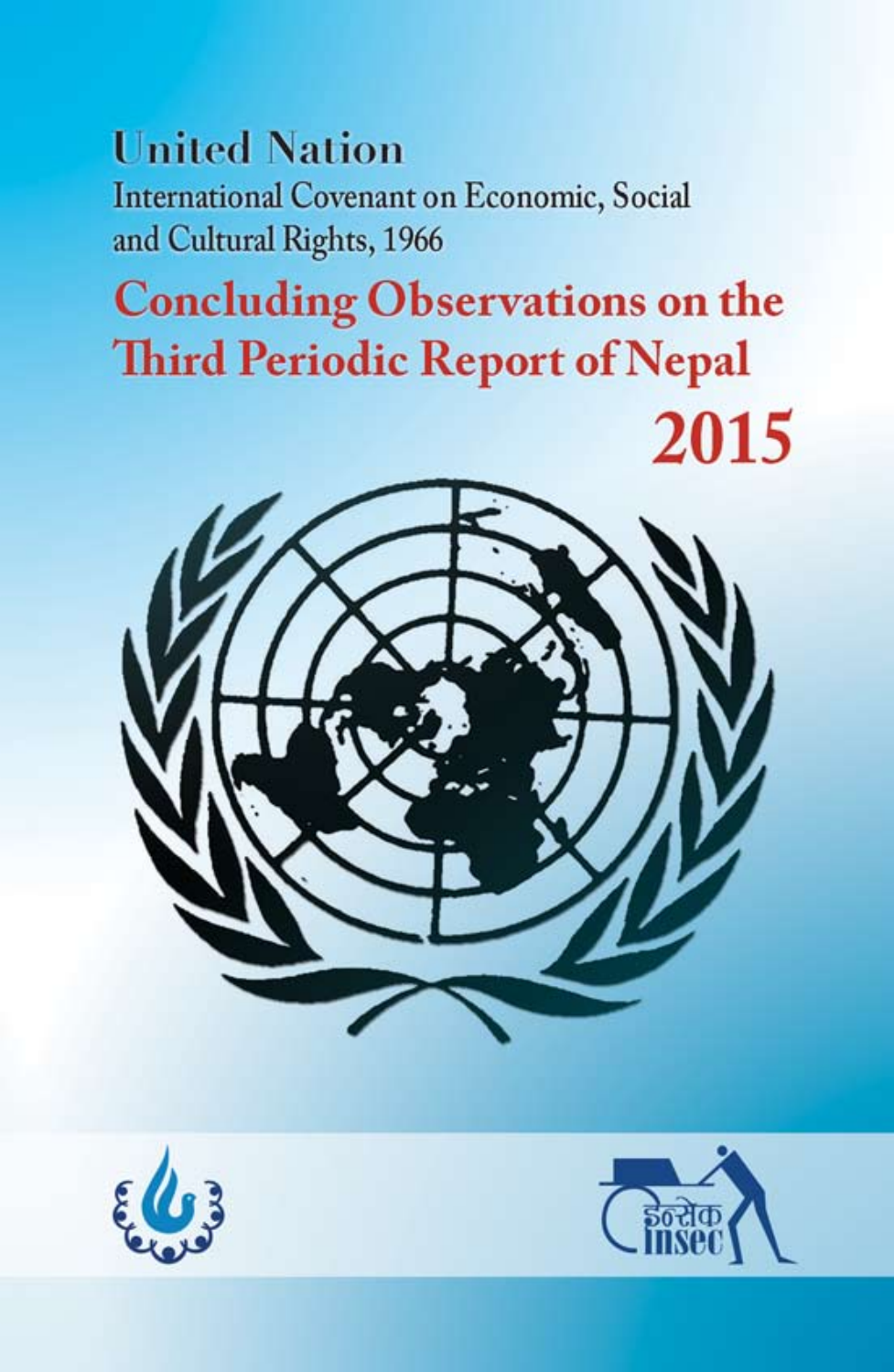# United Nation

International Covenant on Economic, Social and Cultural Rights, 1966

## Concluding Observations on the Third Periodic Report of Nepal

## 2015

इन्सेक insec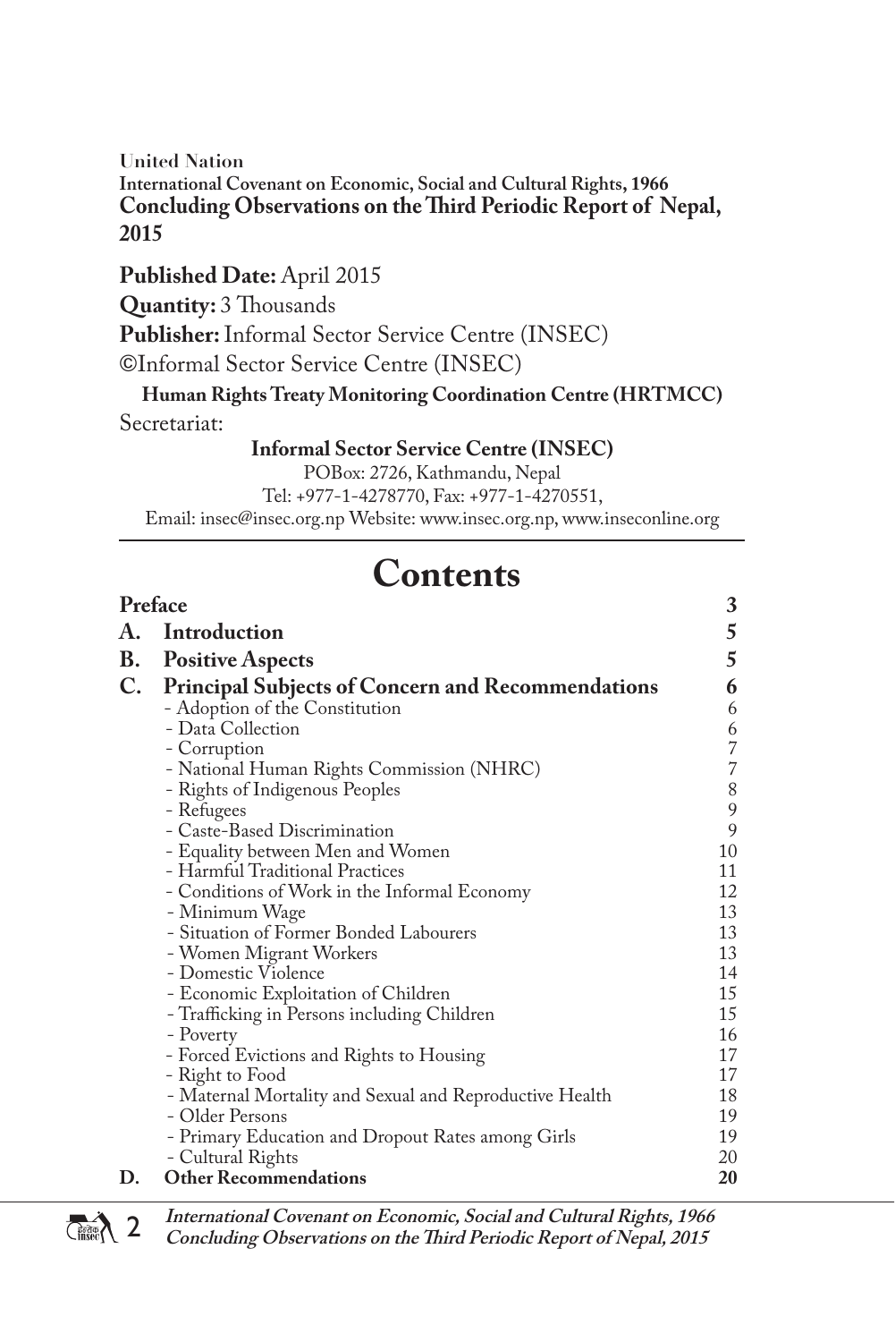**United Nation**
**International Covenant on Economic, Social and Cultural Rights, 1966**
**Concluding Observations on the Third Periodic Report of Nepal, 2015**

**Published Date:** April 2015

**Quantity:** 3 Thousands

**Publisher:** Informal Sector Service Centre (INSEC)

©Informal Sector Service Centre (INSEC)

**Human Rights Treaty Monitoring Coordination Centre (HRTMCC)**

Secretariat:

**Informal Sector Service Centre (INSEC)**
POBox: 2726, Kathmandu, Nepal
Tel: +977-1-4278770, Fax: +977-1-4270551,
Email: insec@insec.org.np Website: www.insec.org.np, www.inseconline.org

---

# Contents

| | | |
|---|---|---|
| **Preface** | | **3** |
| **A.** | **Introduction** | **5** |
| **B.** | **Positive Aspects** | **5** |
| **C.** | **Principal Subjects of Concern and Recommendations** | **6** |
| | - Adoption of the Constitution | 6 |
| | - Data Collection | 6 |
| | - Corruption | 7 |
| | - National Human Rights Commission (NHRC) | 7 |
| | - Rights of Indigenous Peoples | 8 |
| | - Refugees | 9 |
| | - Caste-Based Discrimination | 9 |
| | - Equality between Men and Women | 10 |
| | - Harmful Traditional Practices | 11 |
| | - Conditions of Work in the Informal Economy | 12 |
| | - Minimum Wage | 13 |
| | - Situation of Former Bonded Labourers | 13 |
| | - Women Migrant Workers | 13 |
| | - Domestic Violence | 14 |
| | - Economic Exploitation of Children | 15 |
| | - Trafficking in Persons including Children | 15 |
| | - Poverty | 16 |
| | - Forced Evictions and Rights to Housing | 17 |
| | - Right to Food | 17 |
| | - Maternal Mortality and Sexual and Reproductive Health | 18 |
| | - Older Persons | 19 |
| | - Primary Education and Dropout Rates among Girls | 19 |
| | - Cultural Rights | 20 |
| **D.** | **Other Recommendations** | **20** |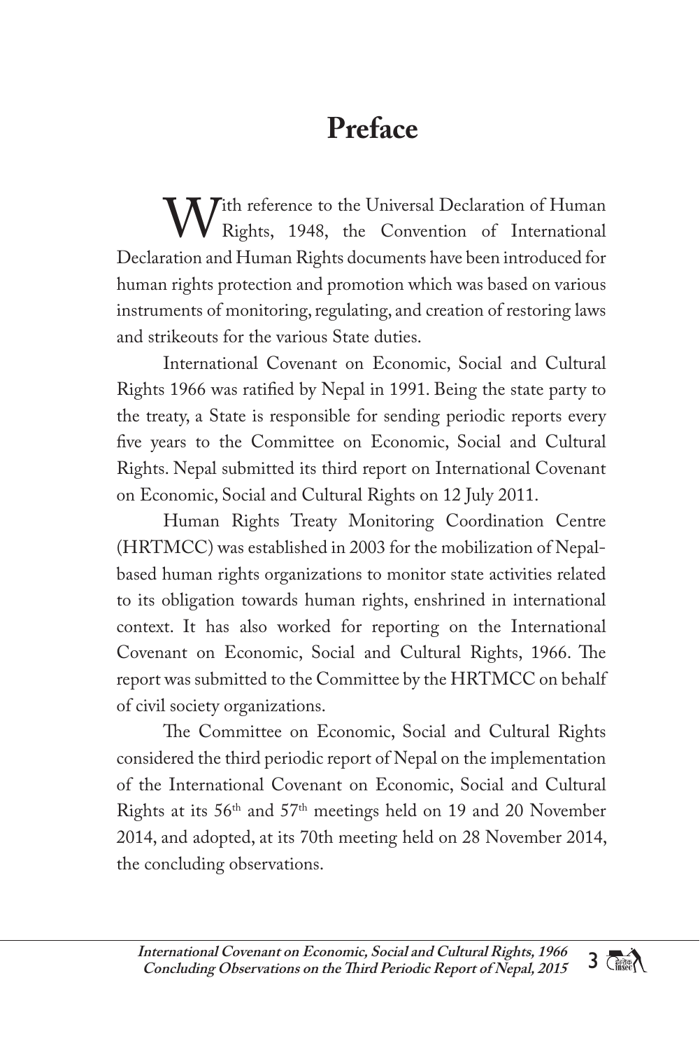# Preface

With reference to the Universal Declaration of Human Rights, 1948, the Convention of International Declaration and Human Rights documents have been introduced for human rights protection and promotion which was based on various instruments of monitoring, regulating, and creation of restoring laws and strikeouts for the various State duties.

International Covenant on Economic, Social and Cultural Rights 1966 was ratified by Nepal in 1991. Being the state party to the treaty, a State is responsible for sending periodic reports every five years to the Committee on Economic, Social and Cultural Rights. Nepal submitted its third report on International Covenant on Economic, Social and Cultural Rights on 12 July 2011.

Human Rights Treaty Monitoring Coordination Centre (HRTMCC) was established in 2003 for the mobilization of Nepal-based human rights organizations to monitor state activities related to its obligation towards human rights, enshrined in international context. It has also worked for reporting on the International Covenant on Economic, Social and Cultural Rights, 1966. The report was submitted to the Committee by the HRTMCC on behalf of civil society organizations.

The Committee on Economic, Social and Cultural Rights considered the third periodic report of Nepal on the implementation of the International Covenant on Economic, Social and Cultural Rights at its 56th and 57th meetings held on 19 and 20 November 2014, and adopted, at its 70th meeting held on 28 November 2014, the concluding observations.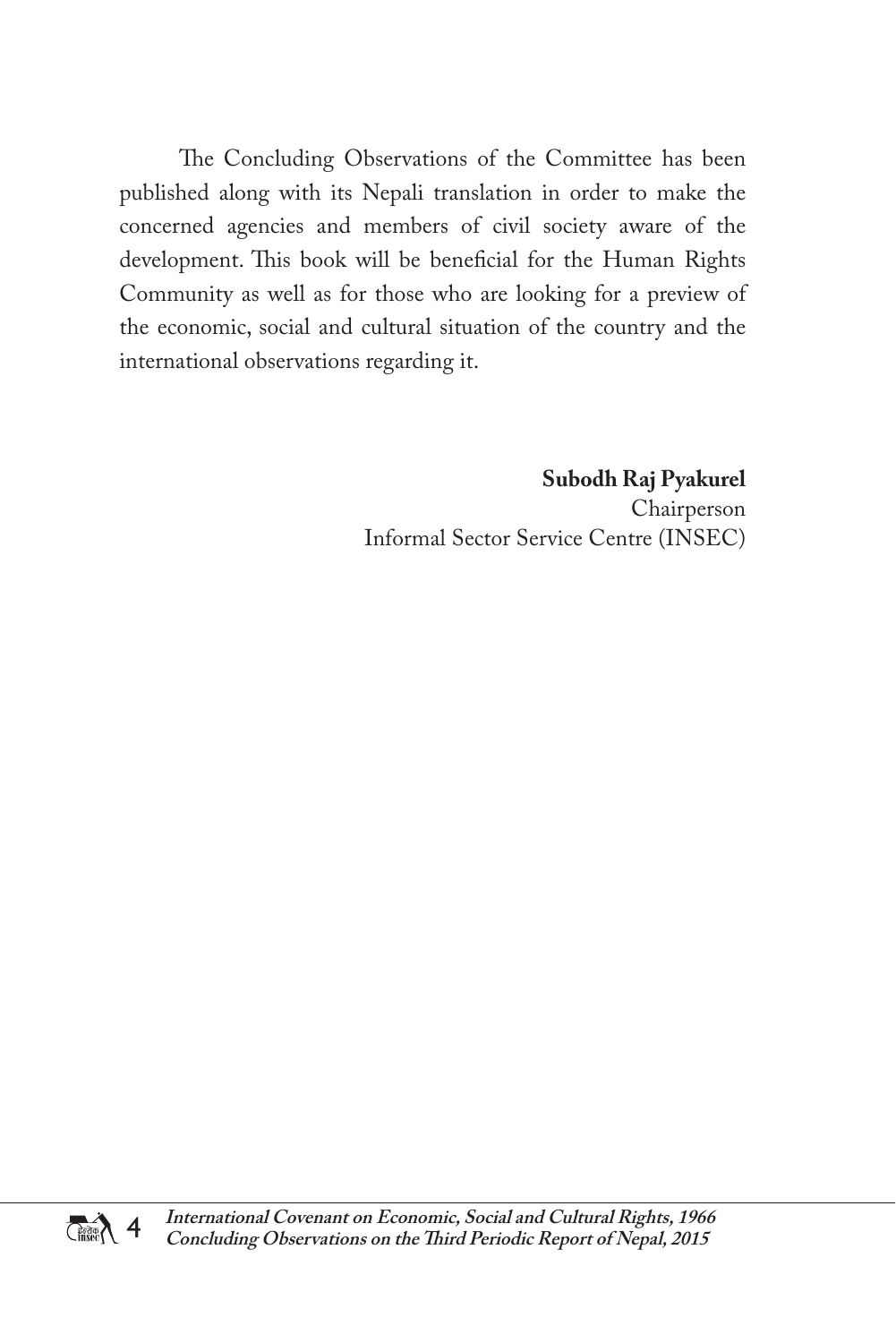The Concluding Observations of the Committee has been published along with its Nepali translation in order to make the concerned agencies and members of civil society aware of the development. This book will be beneficial for the Human Rights Community as well as for those who are looking for a preview of the economic, social and cultural situation of the country and the international observations regarding it.

**Subodh Raj Pyakurel**
Chairperson
Informal Sector Service Centre (INSEC)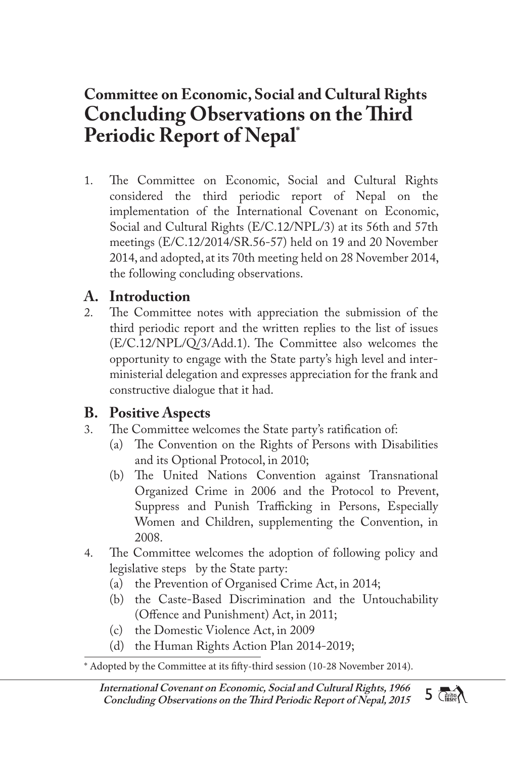# Committee on Economic, Social and Cultural Rights
# Concluding Observations on the Third Periodic Report of Nepal*

1. The Committee on Economic, Social and Cultural Rights considered the third periodic report of Nepal on the implementation of the International Covenant on Economic, Social and Cultural Rights (E/C.12/NPL/3) at its 56th and 57th meetings (E/C.12/2014/SR.56-57) held on 19 and 20 November 2014, and adopted, at its 70th meeting held on 28 November 2014, the following concluding observations.

## A. Introduction

2. The Committee notes with appreciation the submission of the third periodic report and the written replies to the list of issues (E/C.12/NPL/Q/3/Add.1). The Committee also welcomes the opportunity to engage with the State party's high level and inter-ministerial delegation and expresses appreciation for the frank and constructive dialogue that it had.

## B. Positive Aspects

3. The Committee welcomes the State party's ratification of:
   (a) The Convention on the Rights of Persons with Disabilities and its Optional Protocol, in 2010;
   (b) The United Nations Convention against Transnational Organized Crime in 2006 and the Protocol to Prevent, Suppress and Punish Trafficking in Persons, Especially Women and Children, supplementing the Convention, in 2008.
4. The Committee welcomes the adoption of following policy and legislative steps by the State party:
   (a) the Prevention of Organised Crime Act, in 2014;
   (b) the Caste-Based Discrimination and the Untouchability (Offence and Punishment) Act, in 2011;
   (c) the Domestic Violence Act, in 2009
   (d) the Human Rights Action Plan 2014-2019;

* Adopted by the Committee at its fifty-third session (10-28 November 2014).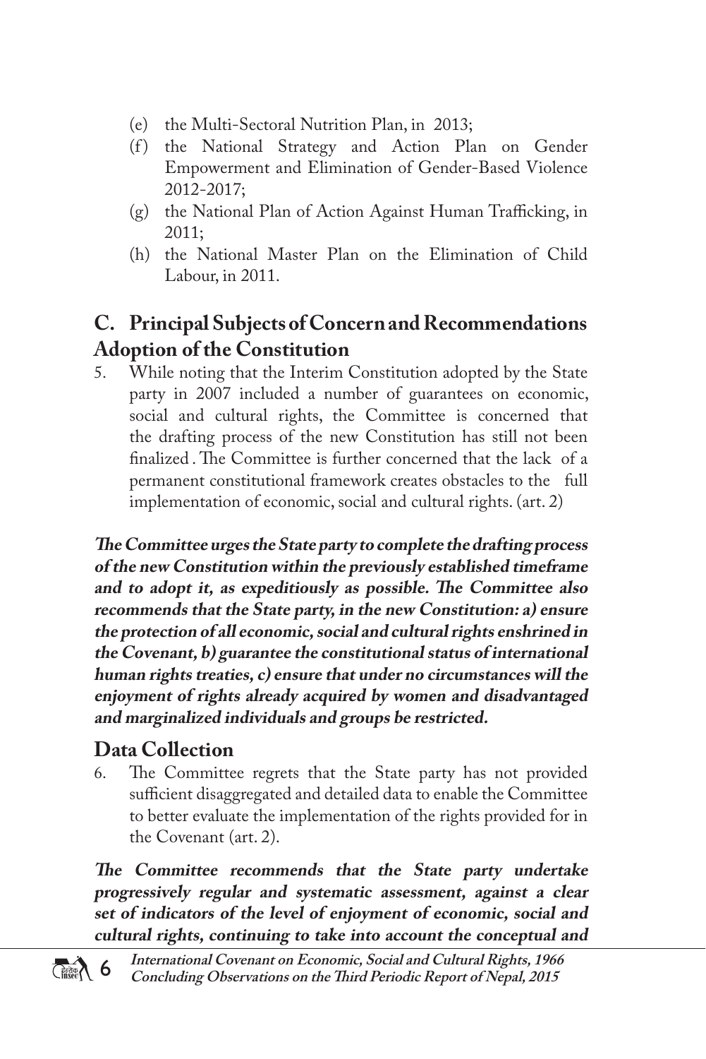(e) the Multi-Sectoral Nutrition Plan, in 2013;
(f) the National Strategy and Action Plan on Gender Empowerment and Elimination of Gender-Based Violence 2012-2017;
(g) the National Plan of Action Against Human Trafficking, in 2011;
(h) the National Master Plan on the Elimination of Child Labour, in 2011.

## C. Principal Subjects of Concern and Recommendations

## Adoption of the Constitution

5. While noting that the Interim Constitution adopted by the State party in 2007 included a number of guarantees on economic, social and cultural rights, the Committee is concerned that the drafting process of the new Constitution has still not been finalized . The Committee is further concerned that the lack of a permanent constitutional framework creates obstacles to the full implementation of economic, social and cultural rights. (art. 2)

***The Committee urges the State party to complete the drafting process of the new Constitution within the previously established timeframe and to adopt it, as expeditiously as possible. The Committee also recommends that the State party, in the new Constitution: a) ensure the protection of all economic, social and cultural rights enshrined in the Covenant, b) guarantee the constitutional status of international human rights treaties, c) ensure that under no circumstances will the enjoyment of rights already acquired by women and disadvantaged and marginalized individuals and groups be restricted.***

## Data Collection

6. The Committee regrets that the State party has not provided sufficient disaggregated and detailed data to enable the Committee to better evaluate the implementation of the rights provided for in the Covenant (art. 2).

***The Committee recommends that the State party undertake progressively regular and systematic assessment, against a clear set of indicators of the level of enjoyment of economic, social and cultural rights, continuing to take into account the conceptual and***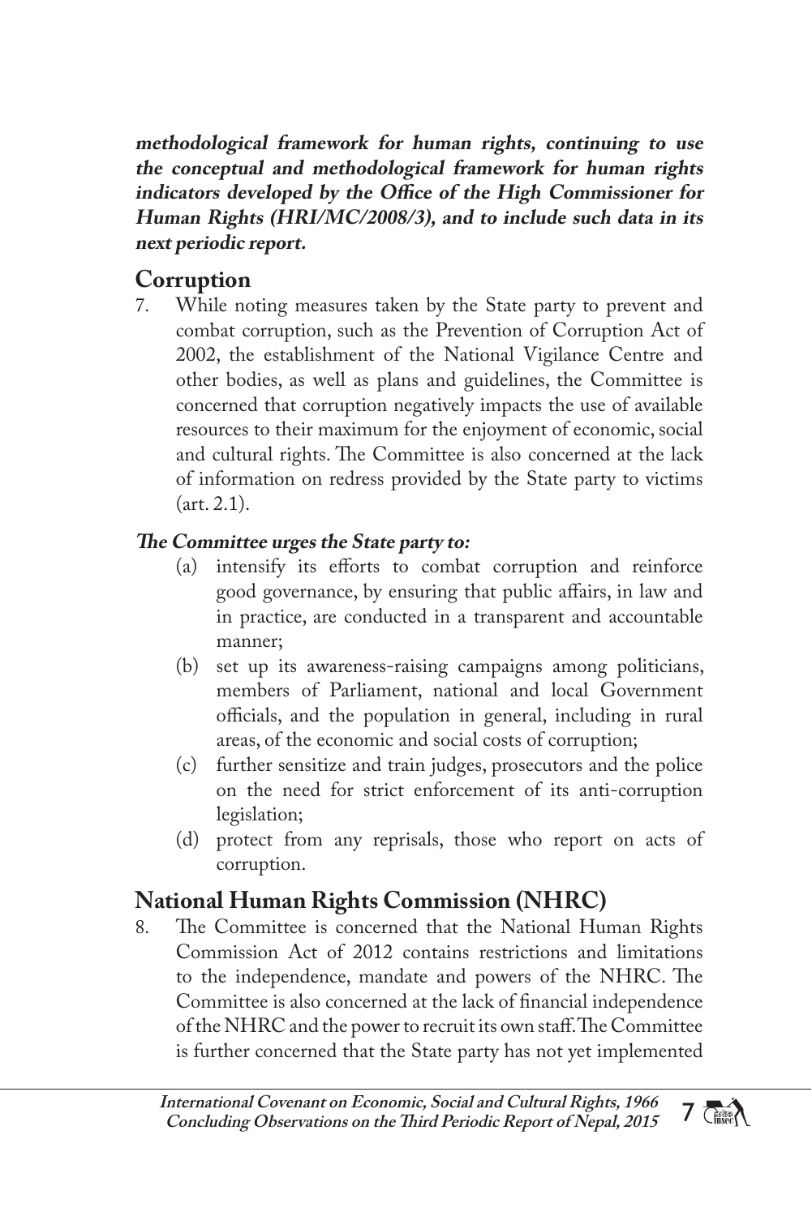***methodological framework for human rights, continuing to use the conceptual and methodological framework for human rights indicators developed by the Office of the High Commissioner for Human Rights (HRI/MC/2008/3), and to include such data in its next periodic report.***

## Corruption

7. While noting measures taken by the State party to prevent and combat corruption, such as the Prevention of Corruption Act of 2002, the establishment of the National Vigilance Centre and other bodies, as well as plans and guidelines, the Committee is concerned that corruption negatively impacts the use of available resources to their maximum for the enjoyment of economic, social and cultural rights. The Committee is also concerned at the lack of information on redress provided by the State party to victims (art. 2.1).

***The Committee urges the State party to:***

(a) intensify its efforts to combat corruption and reinforce good governance, by ensuring that public affairs, in law and in practice, are conducted in a transparent and accountable manner;

(b) set up its awareness-raising campaigns among politicians, members of Parliament, national and local Government officials, and the population in general, including in rural areas, of the economic and social costs of corruption;

(c) further sensitize and train judges, prosecutors and the police on the need for strict enforcement of its anti-corruption legislation;

(d) protect from any reprisals, those who report on acts of corruption.

## National Human Rights Commission (NHRC)

8. The Committee is concerned that the National Human Rights Commission Act of 2012 contains restrictions and limitations to the independence, mandate and powers of the NHRC. The Committee is also concerned at the lack of financial independence of the NHRC and the power to recruit its own staff. The Committee is further concerned that the State party has not yet implemented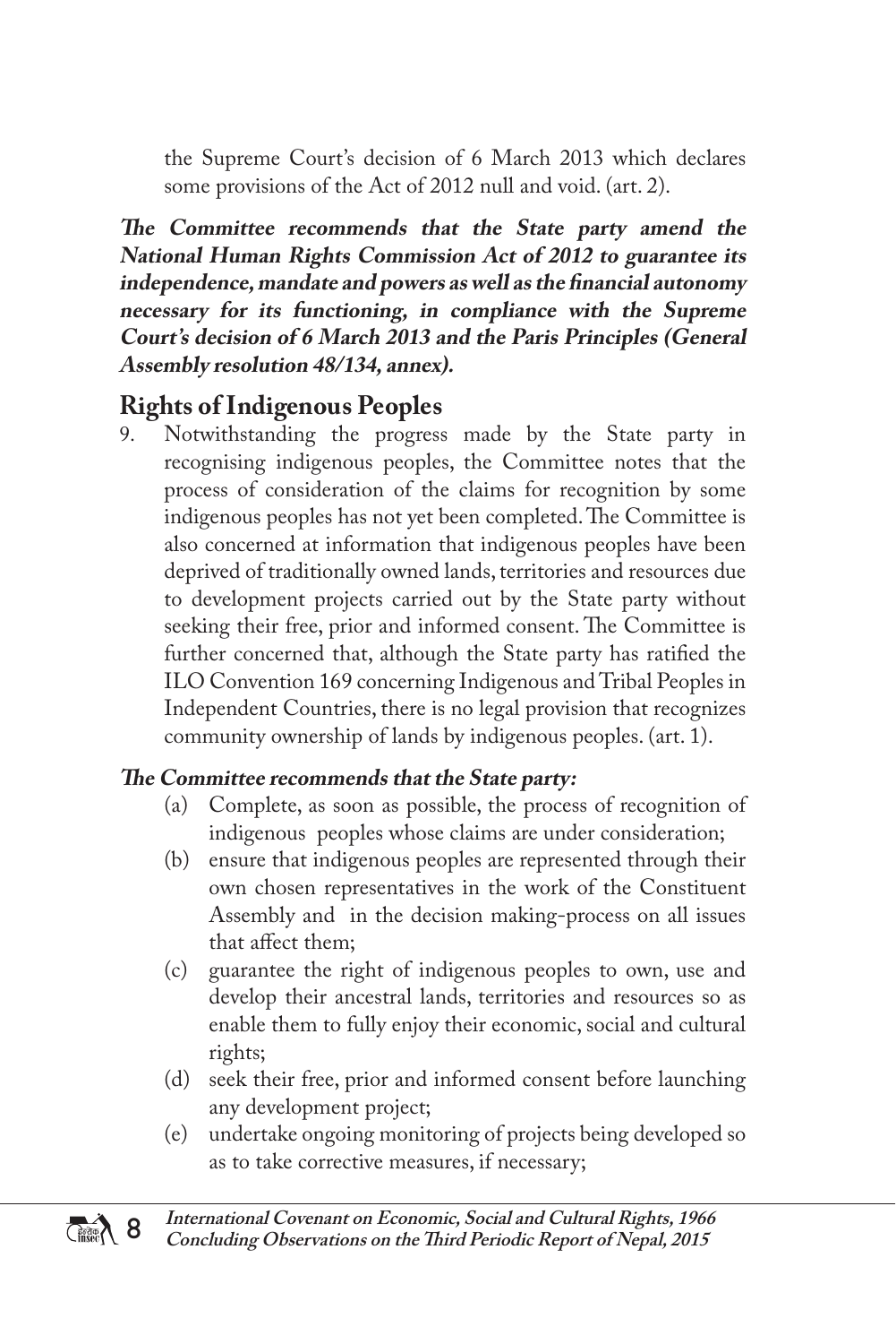the Supreme Court's decision of 6 March 2013 which declares some provisions of the Act of 2012 null and void. (art. 2).

***The Committee recommends that the State party amend the National Human Rights Commission Act of 2012 to guarantee its independence, mandate and powers as well as the financial autonomy necessary for its functioning, in compliance with the Supreme Court's decision of 6 March 2013 and the Paris Principles (General Assembly resolution 48/134, annex).***

## Rights of Indigenous Peoples

9. Notwithstanding the progress made by the State party in recognising indigenous peoples, the Committee notes that the process of consideration of the claims for recognition by some indigenous peoples has not yet been completed. The Committee is also concerned at information that indigenous peoples have been deprived of traditionally owned lands, territories and resources due to development projects carried out by the State party without seeking their free, prior and informed consent. The Committee is further concerned that, although the State party has ratified the ILO Convention 169 concerning Indigenous and Tribal Peoples in Independent Countries, there is no legal provision that recognizes community ownership of lands by indigenous peoples. (art. 1).

***The Committee recommends that the State party:***

(a) Complete, as soon as possible, the process of recognition of indigenous peoples whose claims are under consideration;

(b) ensure that indigenous peoples are represented through their own chosen representatives in the work of the Constituent Assembly and in the decision making-process on all issues that affect them;

(c) guarantee the right of indigenous peoples to own, use and develop their ancestral lands, territories and resources so as enable them to fully enjoy their economic, social and cultural rights;

(d) seek their free, prior and informed consent before launching any development project;

(e) undertake ongoing monitoring of projects being developed so as to take corrective measures, if necessary;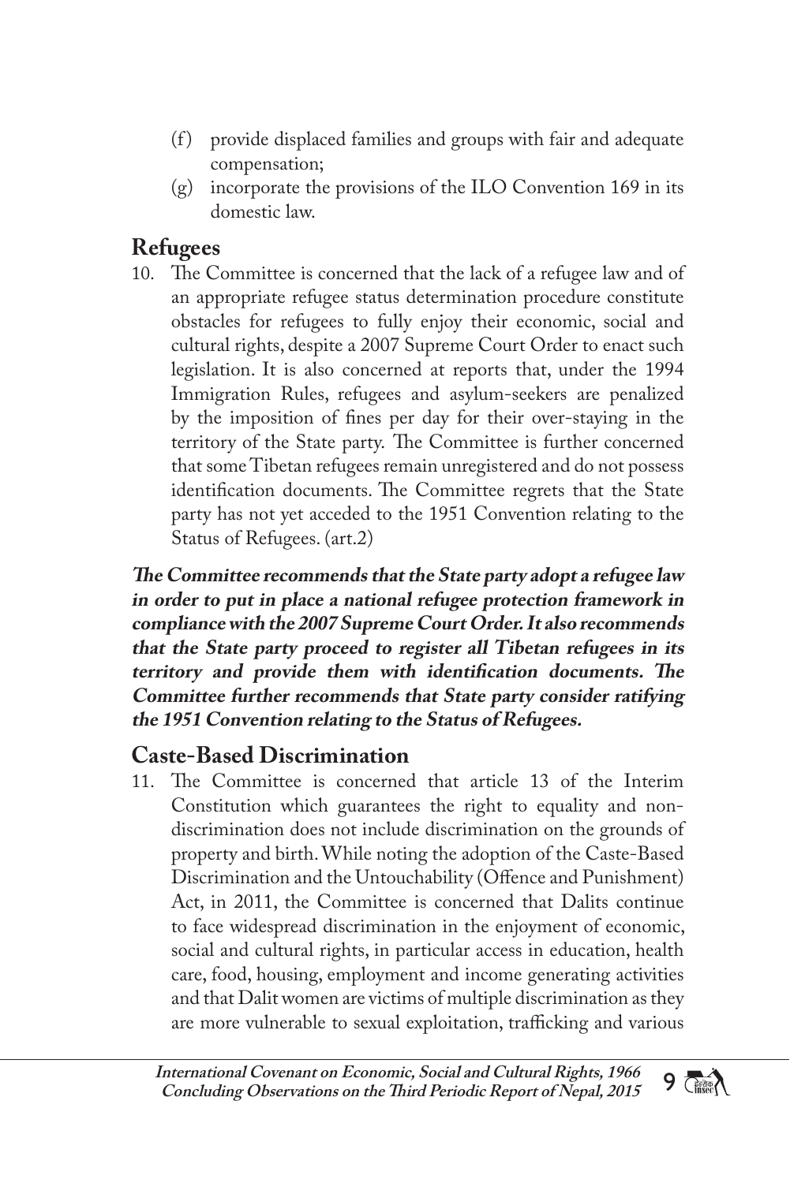(f) provide displaced families and groups with fair and adequate compensation;

(g) incorporate the provisions of the ILO Convention 169 in its domestic law.

## Refugees

10. The Committee is concerned that the lack of a refugee law and of an appropriate refugee status determination procedure constitute obstacles for refugees to fully enjoy their economic, social and cultural rights, despite a 2007 Supreme Court Order to enact such legislation. It is also concerned at reports that, under the 1994 Immigration Rules, refugees and asylum-seekers are penalized by the imposition of fines per day for their over-staying in the territory of the State party. The Committee is further concerned that some Tibetan refugees remain unregistered and do not possess identification documents. The Committee regrets that the State party has not yet acceded to the 1951 Convention relating to the Status of Refugees. (art.2)

***The Committee recommends that the State party adopt a refugee law in order to put in place a national refugee protection framework in compliance with the 2007 Supreme Court Order. It also recommends that the State party proceed to register all Tibetan refugees in its territory and provide them with identification documents. The Committee further recommends that State party consider ratifying the 1951 Convention relating to the Status of Refugees.***

## Caste-Based Discrimination

11. The Committee is concerned that article 13 of the Interim Constitution which guarantees the right to equality and non-discrimination does not include discrimination on the grounds of property and birth. While noting the adoption of the Caste-Based Discrimination and the Untouchability (Offence and Punishment) Act, in 2011, the Committee is concerned that Dalits continue to face widespread discrimination in the enjoyment of economic, social and cultural rights, in particular access in education, health care, food, housing, employment and income generating activities and that Dalit women are victims of multiple discrimination as they are more vulnerable to sexual exploitation, trafficking and various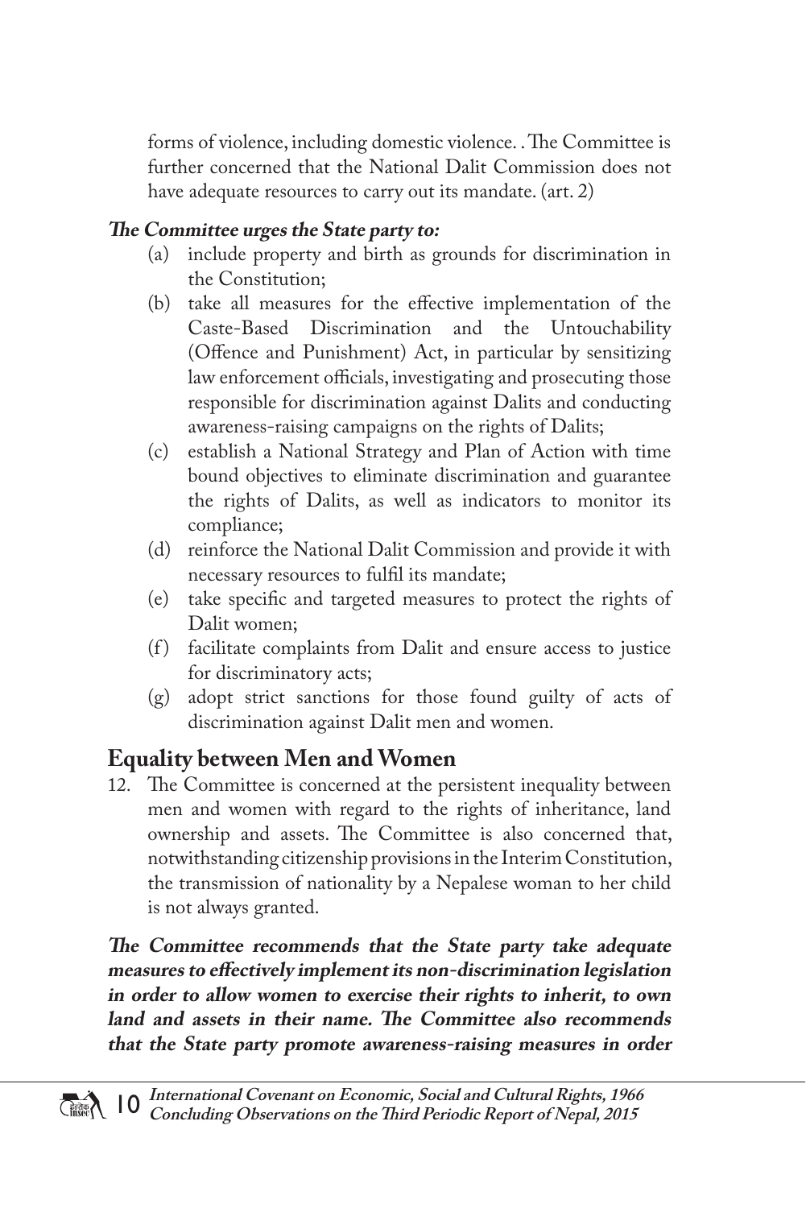forms of violence, including domestic violence. . The Committee is further concerned that the National Dalit Commission does not have adequate resources to carry out its mandate. (art. 2)

***The Committee urges the State party to:***

(a) include property and birth as grounds for discrimination in the Constitution;

(b) take all measures for the effective implementation of the Caste-Based Discrimination and the Untouchability (Offence and Punishment) Act, in particular by sensitizing law enforcement officials, investigating and prosecuting those responsible for discrimination against Dalits and conducting awareness-raising campaigns on the rights of Dalits;

(c) establish a National Strategy and Plan of Action with time bound objectives to eliminate discrimination and guarantee the rights of Dalits, as well as indicators to monitor its compliance;

(d) reinforce the National Dalit Commission and provide it with necessary resources to fulfil its mandate;

(e) take specific and targeted measures to protect the rights of Dalit women;

(f) facilitate complaints from Dalit and ensure access to justice for discriminatory acts;

(g) adopt strict sanctions for those found guilty of acts of discrimination against Dalit men and women.

## Equality between Men and Women

12. The Committee is concerned at the persistent inequality between men and women with regard to the rights of inheritance, land ownership and assets. The Committee is also concerned that, notwithstanding citizenship provisions in the Interim Constitution, the transmission of nationality by a Nepalese woman to her child is not always granted.

***The Committee recommends that the State party take adequate measures to effectively implement its non-discrimination legislation in order to allow women to exercise their rights to inherit, to own land and assets in their name. The Committee also recommends that the State party promote awareness-raising measures in order***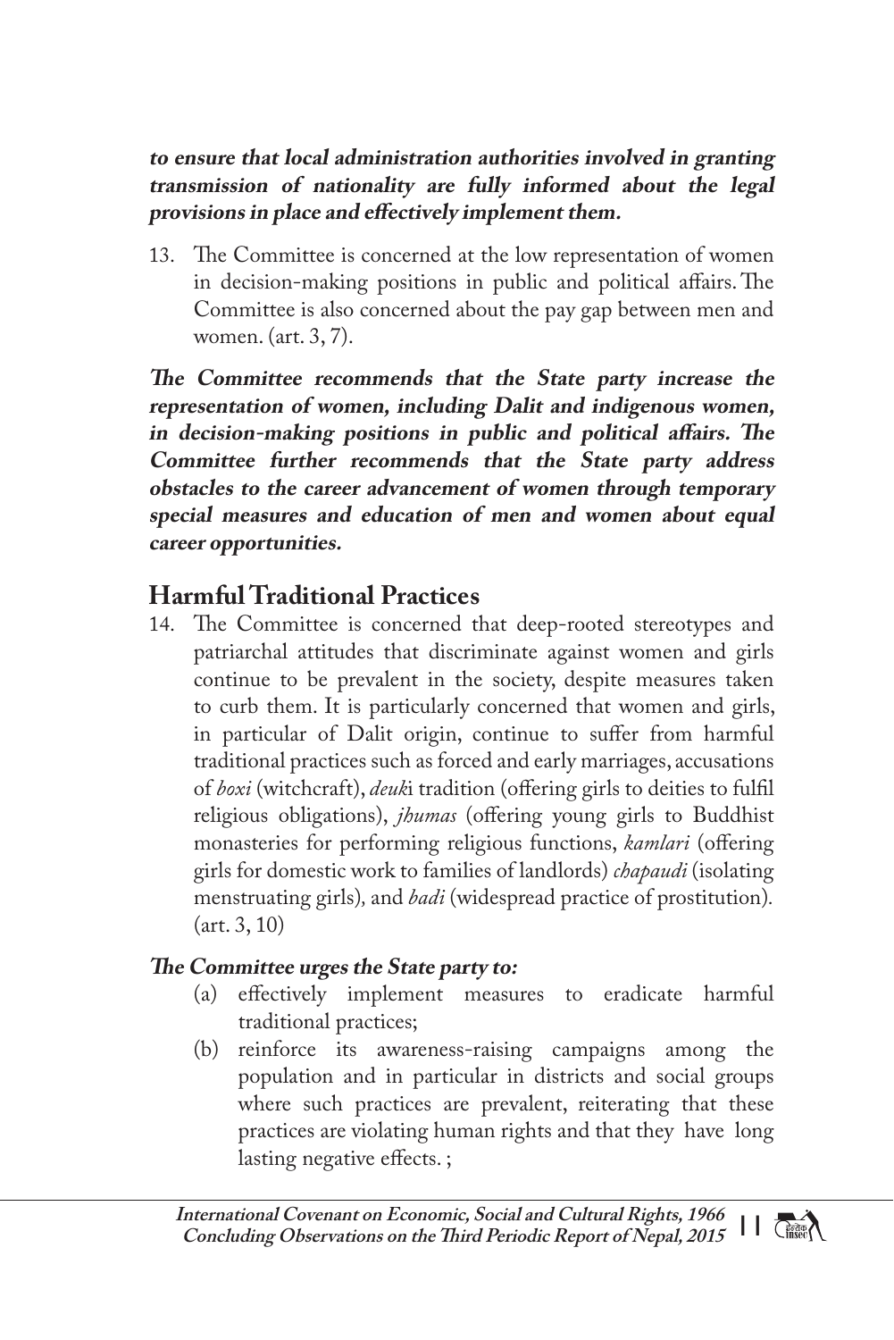***to ensure that local administration authorities involved in granting transmission of nationality are fully informed about the legal provisions in place and effectively implement them.***

13. The Committee is concerned at the low representation of women in decision-making positions in public and political affairs. The Committee is also concerned about the pay gap between men and women. (art. 3, 7).

***The Committee recommends that the State party increase the representation of women, including Dalit and indigenous women, in decision-making positions in public and political affairs. The Committee further recommends that the State party address obstacles to the career advancement of women through temporary special measures and education of men and women about equal career opportunities.***

## Harmful Traditional Practices

14. The Committee is concerned that deep-rooted stereotypes and patriarchal attitudes that discriminate against women and girls continue to be prevalent in the society, despite measures taken to curb them. It is particularly concerned that women and girls, in particular of Dalit origin, continue to suffer from harmful traditional practices such as forced and early marriages, accusations of *boxi* (witchcraft), *deuk*i tradition (offering girls to deities to fulfil religious obligations), *jhumas* (offering young girls to Buddhist monasteries for performing religious functions, *kamlari* (offering girls for domestic work to families of landlords) *chapaudi* (isolating menstruating girls), and *badi* (widespread practice of prostitution). (art. 3, 10)

***The Committee urges the State party to:***

(a) effectively implement measures to eradicate harmful traditional practices;

(b) reinforce its awareness-raising campaigns among the population and in particular in districts and social groups where such practices are prevalent, reiterating that these practices are violating human rights and that they have long lasting negative effects. ;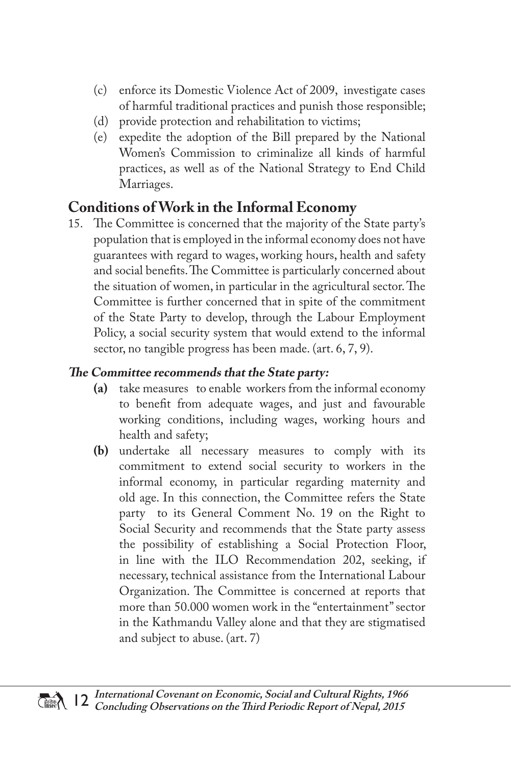(c) enforce its Domestic Violence Act of 2009, investigate cases of harmful traditional practices and punish those responsible;
(d) provide protection and rehabilitation to victims;
(e) expedite the adoption of the Bill prepared by the National Women's Commission to criminalize all kinds of harmful practices, as well as of the National Strategy to End Child Marriages.

## Conditions of Work in the Informal Economy

15. The Committee is concerned that the majority of the State party's population that is employed in the informal economy does not have guarantees with regard to wages, working hours, health and safety and social benefits. The Committee is particularly concerned about the situation of women, in particular in the agricultural sector. The Committee is further concerned that in spite of the commitment of the State Party to develop, through the Labour Employment Policy, a social security system that would extend to the informal sector, no tangible progress has been made. (art. 6, 7, 9).

***The Committee recommends that the State party:***

**(a)** take measures to enable workers from the informal economy to benefit from adequate wages, and just and favourable working conditions, including wages, working hours and health and safety;

**(b)** undertake all necessary measures to comply with its commitment to extend social security to workers in the informal economy, in particular regarding maternity and old age. In this connection, the Committee refers the State party to its General Comment No. 19 on the Right to Social Security and recommends that the State party assess the possibility of establishing a Social Protection Floor, in line with the ILO Recommendation 202, seeking, if necessary, technical assistance from the International Labour Organization. The Committee is concerned at reports that more than 50.000 women work in the "entertainment" sector in the Kathmandu Valley alone and that they are stigmatised and subject to abuse. (art. 7)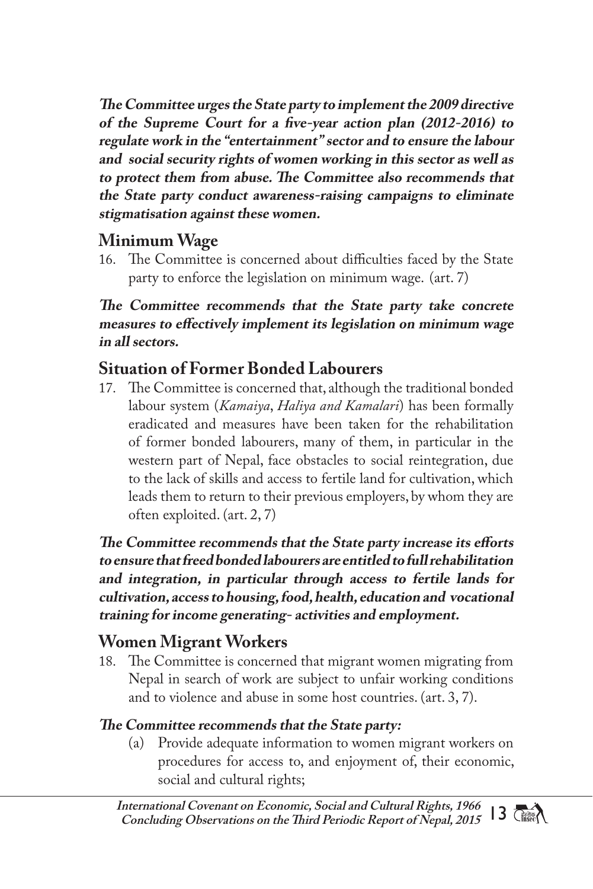***The Committee urges the State party to implement the 2009 directive of the Supreme Court for a five-year action plan (2012-2016) to regulate work in the "entertainment" sector and to ensure the labour and social security rights of women working in this sector as well as to protect them from abuse. The Committee also recommends that the State party conduct awareness-raising campaigns to eliminate stigmatisation against these women.***

## Minimum Wage

16. The Committee is concerned about difficulties faced by the State party to enforce the legislation on minimum wage. (art. 7)

***The Committee recommends that the State party take concrete measures to effectively implement its legislation on minimum wage in all sectors.***

## Situation of Former Bonded Labourers

17. The Committee is concerned that, although the traditional bonded labour system (*Kamaiya*, *Haliya and Kamalari*) has been formally eradicated and measures have been taken for the rehabilitation of former bonded labourers, many of them, in particular in the western part of Nepal, face obstacles to social reintegration, due to the lack of skills and access to fertile land for cultivation, which leads them to return to their previous employers, by whom they are often exploited. (art. 2, 7)

***The Committee recommends that the State party increase its efforts to ensure that freed bonded labourers are entitled to full rehabilitation and integration, in particular through access to fertile lands for cultivation, access to housing, food, health, education and vocational training for income generating- activities and employment.***

## Women Migrant Workers

18. The Committee is concerned that migrant women migrating from Nepal in search of work are subject to unfair working conditions and to violence and abuse in some host countries. (art. 3, 7).

***The Committee recommends that the State party:***

(a) Provide adequate information to women migrant workers on procedures for access to, and enjoyment of, their economic, social and cultural rights;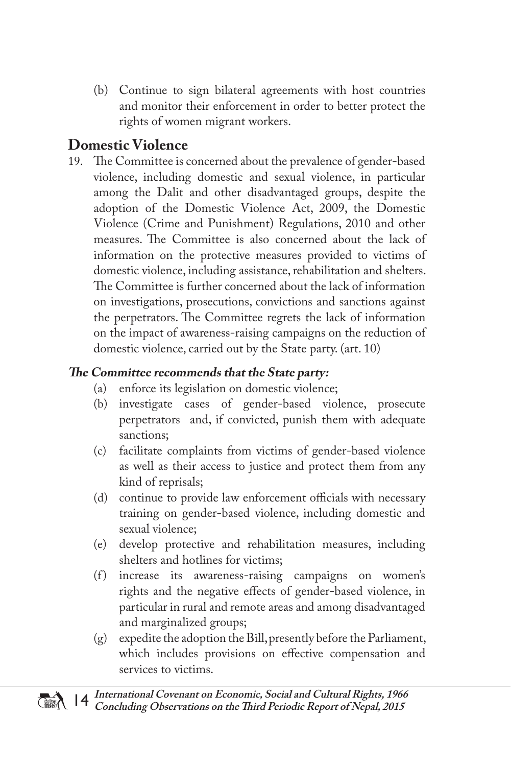(b) Continue to sign bilateral agreements with host countries and monitor their enforcement in order to better protect the rights of women migrant workers.

## Domestic Violence

19. The Committee is concerned about the prevalence of gender-based violence, including domestic and sexual violence, in particular among the Dalit and other disadvantaged groups, despite the adoption of the Domestic Violence Act, 2009, the Domestic Violence (Crime and Punishment) Regulations, 2010 and other measures. The Committee is also concerned about the lack of information on the protective measures provided to victims of domestic violence, including assistance, rehabilitation and shelters. The Committee is further concerned about the lack of information on investigations, prosecutions, convictions and sanctions against the perpetrators. The Committee regrets the lack of information on the impact of awareness-raising campaigns on the reduction of domestic violence, carried out by the State party. (art. 10)

***The Committee recommends that the State party:***

(a) enforce its legislation on domestic violence;

(b) investigate cases of gender-based violence, prosecute perpetrators and, if convicted, punish them with adequate sanctions;

(c) facilitate complaints from victims of gender-based violence as well as their access to justice and protect them from any kind of reprisals;

(d) continue to provide law enforcement officials with necessary training on gender-based violence, including domestic and sexual violence;

(e) develop protective and rehabilitation measures, including shelters and hotlines for victims;

(f) increase its awareness-raising campaigns on women's rights and the negative effects of gender-based violence, in particular in rural and remote areas and among disadvantaged and marginalized groups;

(g) expedite the adoption the Bill, presently before the Parliament, which includes provisions on effective compensation and services to victims.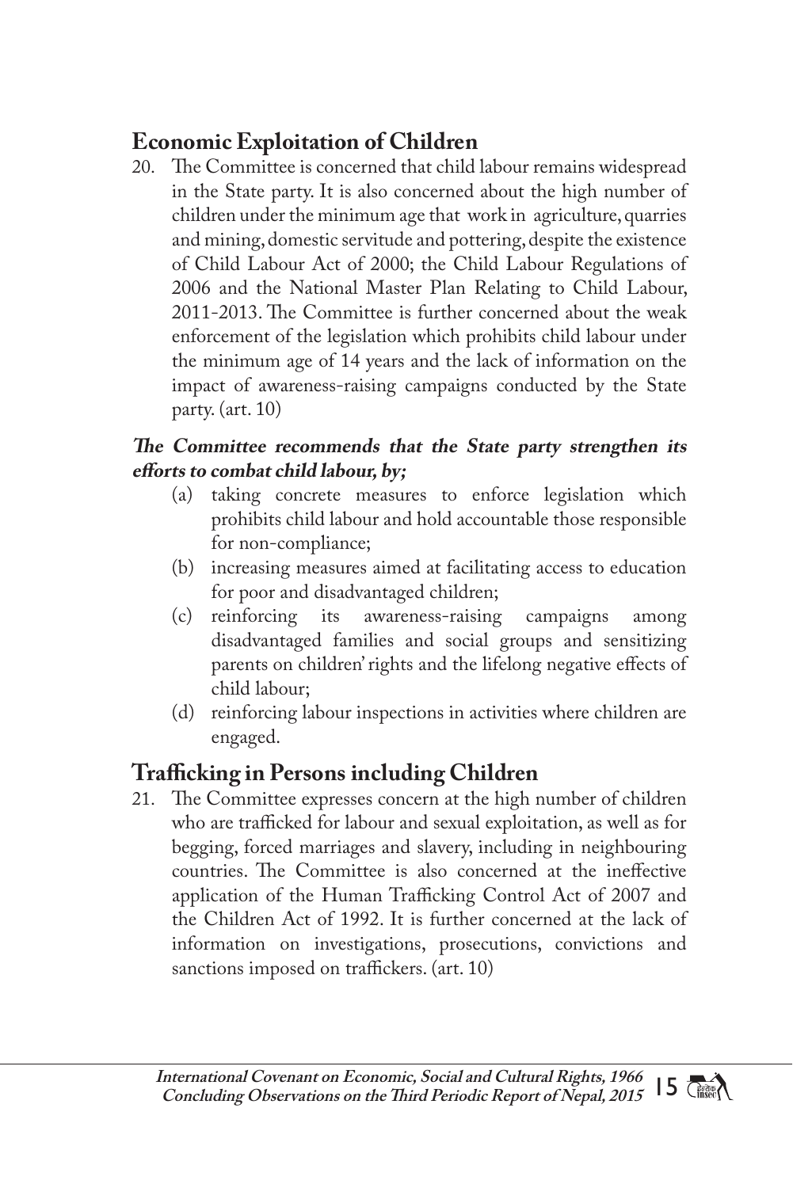## Economic Exploitation of Children

20. The Committee is concerned that child labour remains widespread in the State party. It is also concerned about the high number of children under the minimum age that work in agriculture, quarries and mining, domestic servitude and pottering, despite the existence of Child Labour Act of 2000; the Child Labour Regulations of 2006 and the National Master Plan Relating to Child Labour, 2011-2013. The Committee is further concerned about the weak enforcement of the legislation which prohibits child labour under the minimum age of 14 years and the lack of information on the impact of awareness-raising campaigns conducted by the State party. (art. 10)

***The Committee recommends that the State party strengthen its efforts to combat child labour, by;***

(a) taking concrete measures to enforce legislation which prohibits child labour and hold accountable those responsible for non-compliance;

(b) increasing measures aimed at facilitating access to education for poor and disadvantaged children;

(c) reinforcing its awareness-raising campaigns among disadvantaged families and social groups and sensitizing parents on children' rights and the lifelong negative effects of child labour;

(d) reinforcing labour inspections in activities where children are engaged.

## Trafficking in Persons including Children

21. The Committee expresses concern at the high number of children who are trafficked for labour and sexual exploitation, as well as for begging, forced marriages and slavery, including in neighbouring countries. The Committee is also concerned at the ineffective application of the Human Trafficking Control Act of 2007 and the Children Act of 1992. It is further concerned at the lack of information on investigations, prosecutions, convictions and sanctions imposed on traffickers. (art. 10)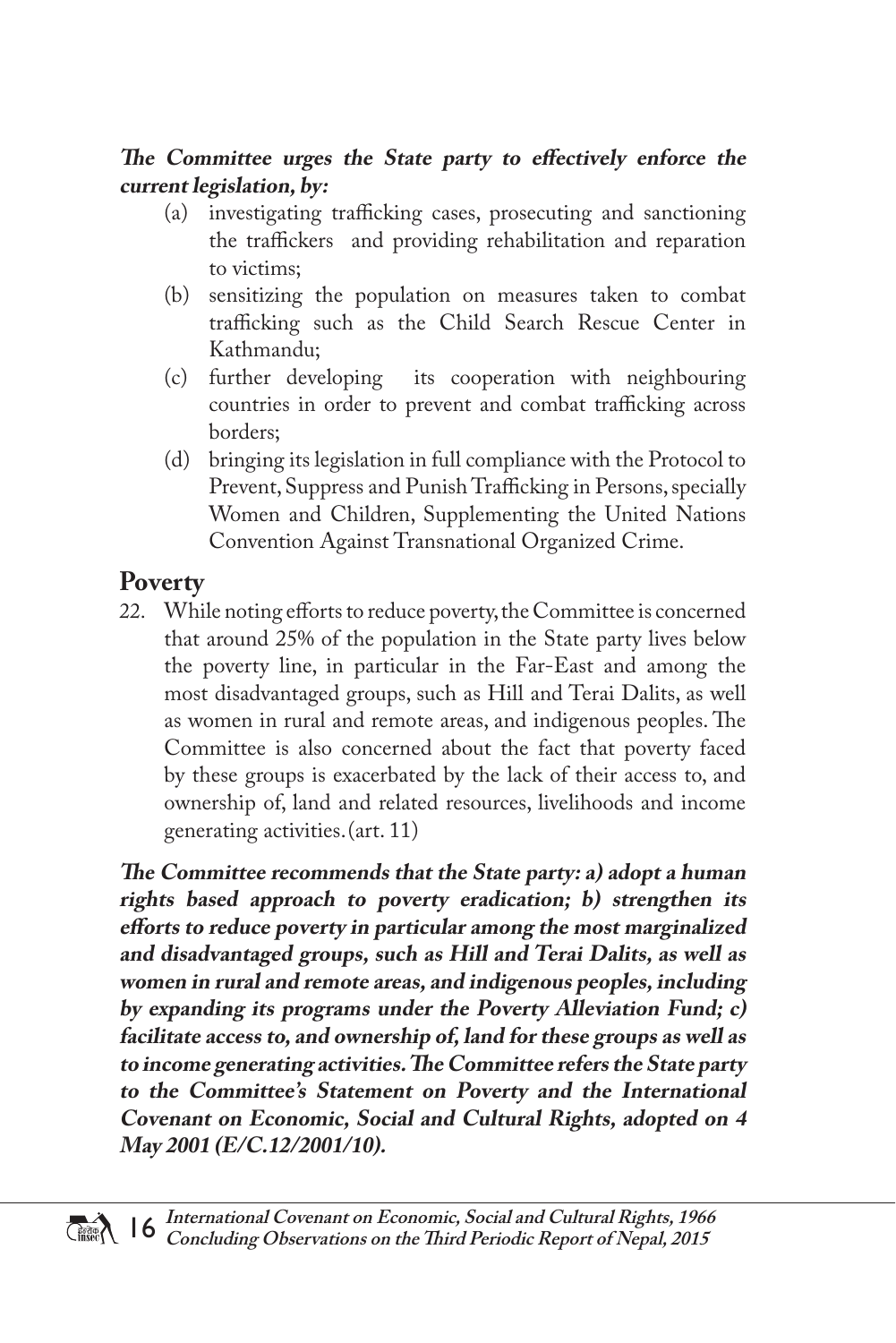***The Committee urges the State party to effectively enforce the current legislation, by:***

(a) investigating trafficking cases, prosecuting and sanctioning the traffickers and providing rehabilitation and reparation to victims;

(b) sensitizing the population on measures taken to combat trafficking such as the Child Search Rescue Center in Kathmandu;

(c) further developing its cooperation with neighbouring countries in order to prevent and combat trafficking across borders;

(d) bringing its legislation in full compliance with the Protocol to Prevent, Suppress and Punish Trafficking in Persons, specially Women and Children, Supplementing the United Nations Convention Against Transnational Organized Crime.

## Poverty

22. While noting efforts to reduce poverty, the Committee is concerned that around 25% of the population in the State party lives below the poverty line, in particular in the Far-East and among the most disadvantaged groups, such as Hill and Terai Dalits, as well as women in rural and remote areas, and indigenous peoples. The Committee is also concerned about the fact that poverty faced by these groups is exacerbated by the lack of their access to, and ownership of, land and related resources, livelihoods and income generating activities.(art. 11)

***The Committee recommends that the State party: a) adopt a human rights based approach to poverty eradication; b) strengthen its efforts to reduce poverty in particular among the most marginalized and disadvantaged groups, such as Hill and Terai Dalits, as well as women in rural and remote areas, and indigenous peoples, including by expanding its programs under the Poverty Alleviation Fund; c) facilitate access to, and ownership of, land for these groups as well as to income generating activities. The Committee refers the State party to the Committee's Statement on Poverty and the International Covenant on Economic, Social and Cultural Rights, adopted on 4 May 2001 (E/C.12/2001/10).***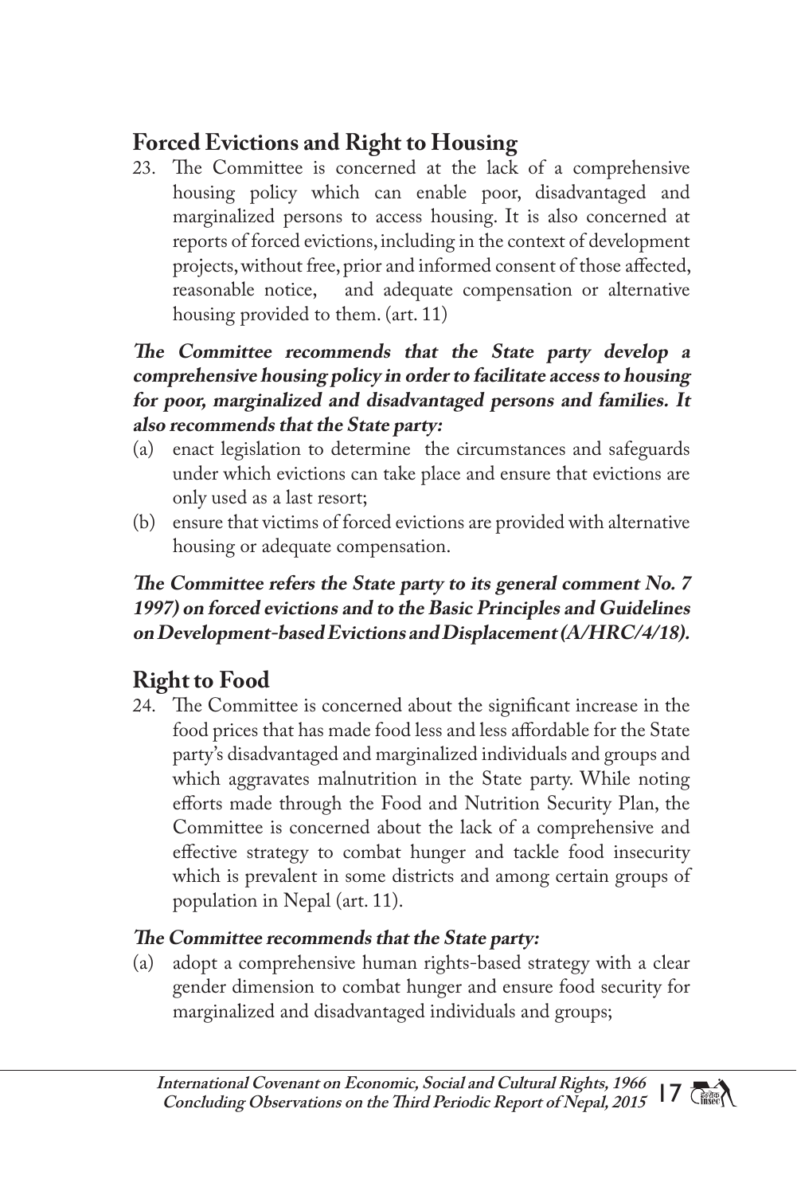## Forced Evictions and Right to Housing

23. The Committee is concerned at the lack of a comprehensive housing policy which can enable poor, disadvantaged and marginalized persons to access housing. It is also concerned at reports of forced evictions, including in the context of development projects, without free, prior and informed consent of those affected, reasonable notice, and adequate compensation or alternative housing provided to them. (art. 11)

***The Committee recommends that the State party develop a comprehensive housing policy in order to facilitate access to housing for poor, marginalized and disadvantaged persons and families. It also recommends that the State party:***

(a) enact legislation to determine the circumstances and safeguards under which evictions can take place and ensure that evictions are only used as a last resort;
(b) ensure that victims of forced evictions are provided with alternative housing or adequate compensation.

***The Committee refers the State party to its general comment No. 7 1997) on forced evictions and to the Basic Principles and Guidelines on Development-based Evictions and Displacement (A/HRC/4/18).***

## Right to Food

24. The Committee is concerned about the significant increase in the food prices that has made food less and less affordable for the State party's disadvantaged and marginalized individuals and groups and which aggravates malnutrition in the State party. While noting efforts made through the Food and Nutrition Security Plan, the Committee is concerned about the lack of a comprehensive and effective strategy to combat hunger and tackle food insecurity which is prevalent in some districts and among certain groups of population in Nepal (art. 11).

***The Committee recommends that the State party:***

(a) adopt a comprehensive human rights-based strategy with a clear gender dimension to combat hunger and ensure food security for marginalized and disadvantaged individuals and groups;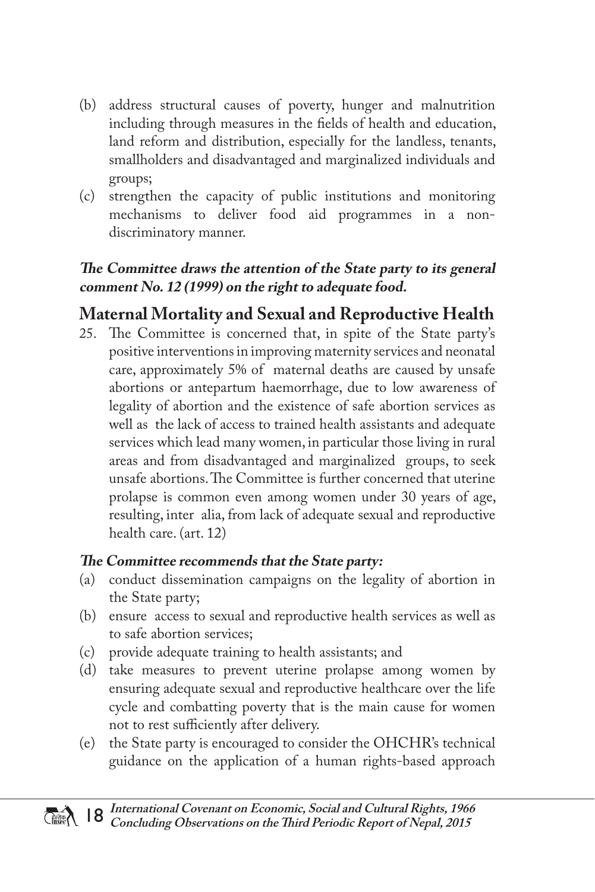(b) address structural causes of poverty, hunger and malnutrition including through measures in the fields of health and education, land reform and distribution, especially for the landless, tenants, smallholders and disadvantaged and marginalized individuals and groups;

(c) strengthen the capacity of public institutions and monitoring mechanisms to deliver food aid programmes in a non-discriminatory manner.

***The Committee draws the attention of the State party to its general comment No. 12 (1999) on the right to adequate food.***

## Maternal Mortality and Sexual and Reproductive Health

25. The Committee is concerned that, in spite of the State party's positive interventions in improving maternity services and neonatal care, approximately 5% of maternal deaths are caused by unsafe abortions or antepartum haemorrhage, due to low awareness of legality of abortion and the existence of safe abortion services as well as the lack of access to trained health assistants and adequate services which lead many women, in particular those living in rural areas and from disadvantaged and marginalized groups, to seek unsafe abortions. The Committee is further concerned that uterine prolapse is common even among women under 30 years of age, resulting, inter alia, from lack of adequate sexual and reproductive health care. (art. 12)

***The Committee recommends that the State party:***

(a) conduct dissemination campaigns on the legality of abortion in the State party;

(b) ensure access to sexual and reproductive health services as well as to safe abortion services;

(c) provide adequate training to health assistants; and

(d) take measures to prevent uterine prolapse among women by ensuring adequate sexual and reproductive healthcare over the life cycle and combatting poverty that is the main cause for women not to rest sufficiently after delivery.

(e) the State party is encouraged to consider the OHCHR's technical guidance on the application of a human rights-based approach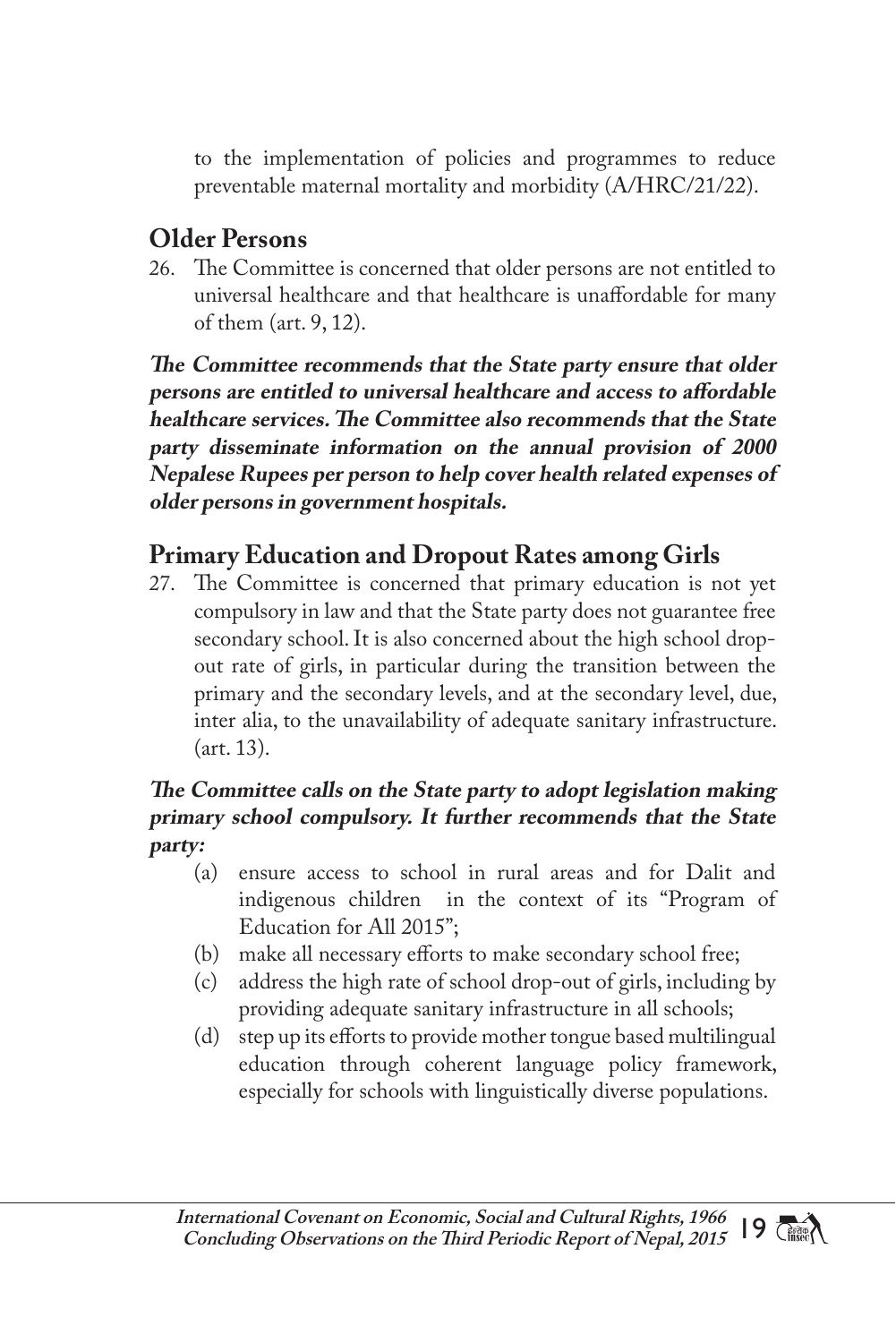to the implementation of policies and programmes to reduce preventable maternal mortality and morbidity (A/HRC/21/22).

## Older Persons

26. The Committee is concerned that older persons are not entitled to universal healthcare and that healthcare is unaffordable for many of them (art. 9, 12).

***The Committee recommends that the State party ensure that older persons are entitled to universal healthcare and access to affordable healthcare services. The Committee also recommends that the State party disseminate information on the annual provision of 2000 Nepalese Rupees per person to help cover health related expenses of older persons in government hospitals.***

## Primary Education and Dropout Rates among Girls

27. The Committee is concerned that primary education is not yet compulsory in law and that the State party does not guarantee free secondary school. It is also concerned about the high school drop-out rate of girls, in particular during the transition between the primary and the secondary levels, and at the secondary level, due, inter alia, to the unavailability of adequate sanitary infrastructure. (art. 13).

***The Committee calls on the State party to adopt legislation making primary school compulsory. It further recommends that the State party:***

(a) ensure access to school in rural areas and for Dalit and indigenous children in the context of its "Program of Education for All 2015";

(b) make all necessary efforts to make secondary school free;

(c) address the high rate of school drop-out of girls, including by providing adequate sanitary infrastructure in all schools;

(d) step up its efforts to provide mother tongue based multilingual education through coherent language policy framework, especially for schools with linguistically diverse populations.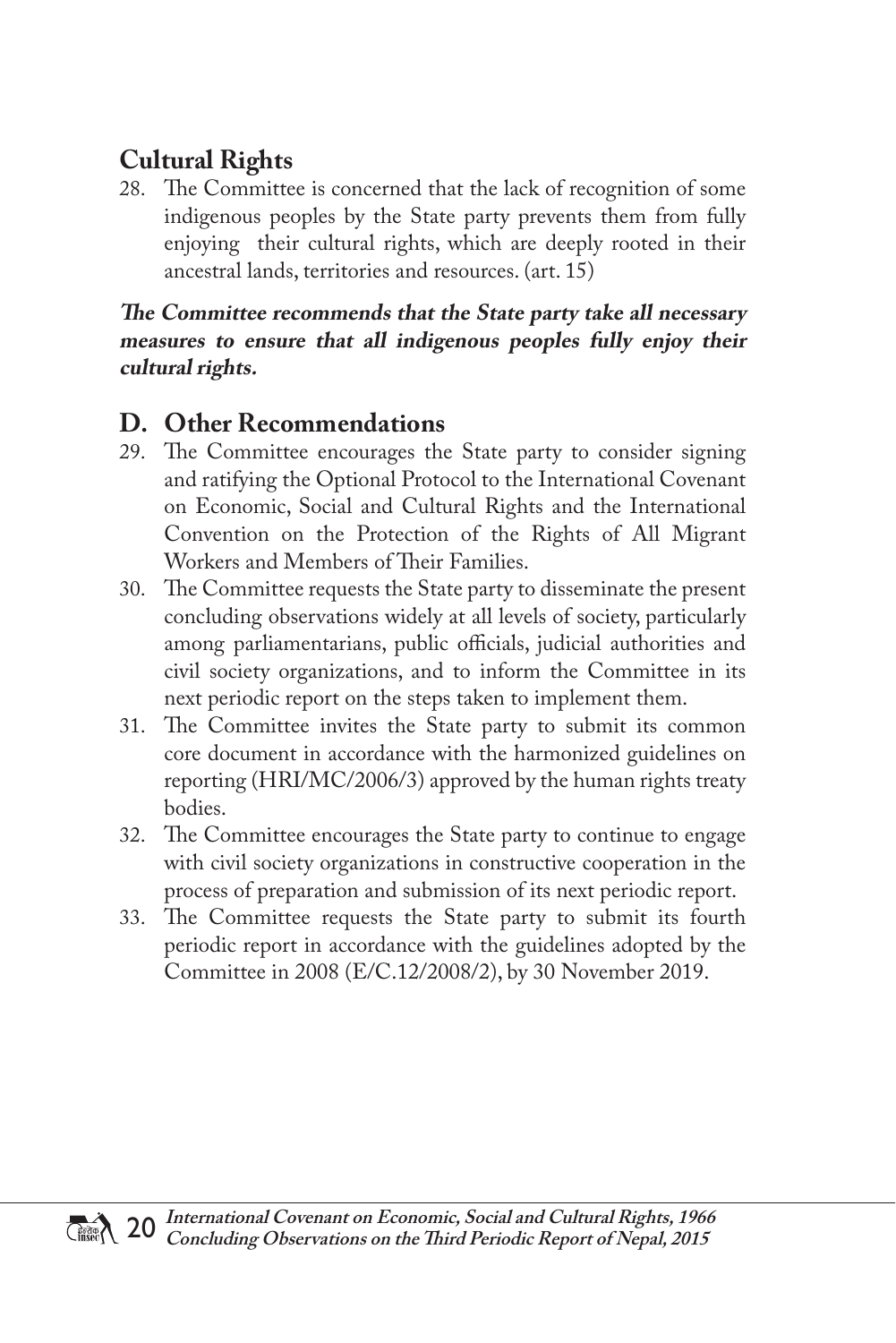## Cultural Rights

28. The Committee is concerned that the lack of recognition of some indigenous peoples by the State party prevents them from fully enjoying their cultural rights, which are deeply rooted in their ancestral lands, territories and resources. (art. 15)

***The Committee recommends that the State party take all necessary measures to ensure that all indigenous peoples fully enjoy their cultural rights.***

## D. Other Recommendations

29. The Committee encourages the State party to consider signing and ratifying the Optional Protocol to the International Covenant on Economic, Social and Cultural Rights and the International Convention on the Protection of the Rights of All Migrant Workers and Members of Their Families.
30. The Committee requests the State party to disseminate the present concluding observations widely at all levels of society, particularly among parliamentarians, public officials, judicial authorities and civil society organizations, and to inform the Committee in its next periodic report on the steps taken to implement them.
31. The Committee invites the State party to submit its common core document in accordance with the harmonized guidelines on reporting (HRI/MC/2006/3) approved by the human rights treaty bodies.
32. The Committee encourages the State party to continue to engage with civil society organizations in constructive cooperation in the process of preparation and submission of its next periodic report.
33. The Committee requests the State party to submit its fourth periodic report in accordance with the guidelines adopted by the Committee in 2008 (E/C.12/2008/2), by 30 November 2019.